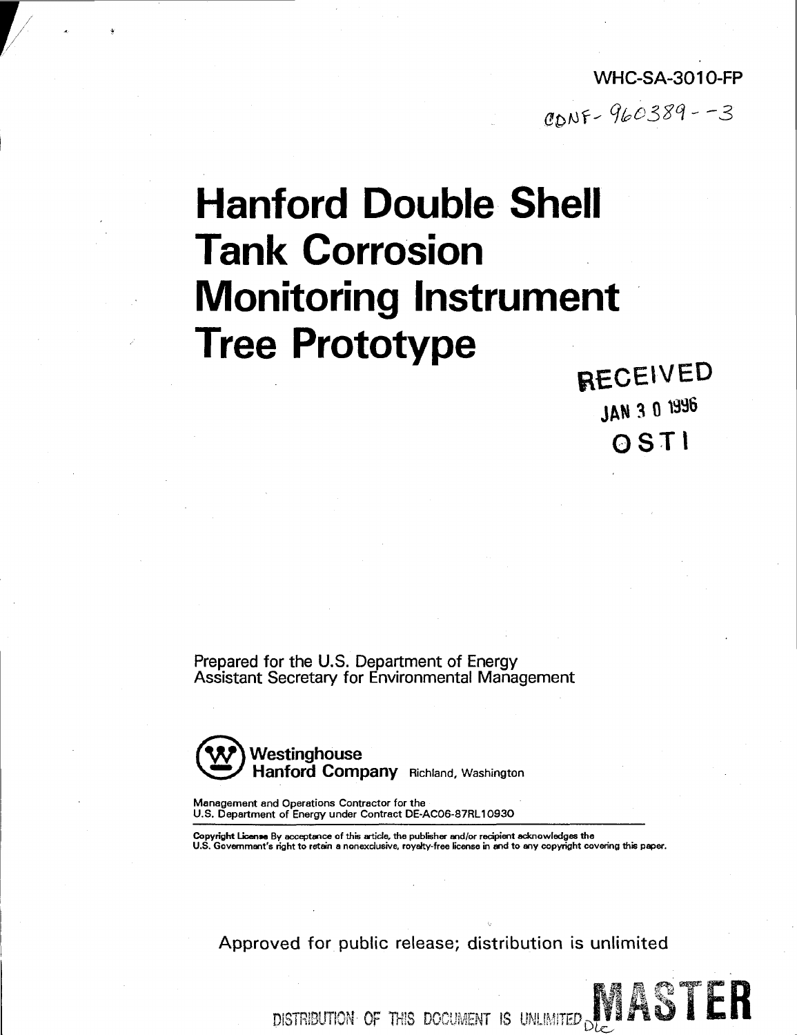WHC-SA-3010-FP

CONF-960389--3

# Hanford Double Shell Tank Corrosion Monitoring Instrument Tree Prototype

RECEIVED

JAN 30 1996

OSTI

Prepared for the U.S. Department of Energy
Assistant Secretary for Environmental Management

**Westinghouse Hanford Company** Richland, Washington

Management and Operations Contractor for the
U.S. Department of Energy under Contract DE-AC06-87RL10930

**Copyright License** By acceptance of this article, the publisher and/or recipient acknowledges the U.S. Government's right to retain a nonexclusive, royalty-free license in and to any copyright covering this paper.

Approved for public release; distribution is unlimited

DISTRIBUTION OF THIS DOCUMENT IS UNLIMITED

MASTER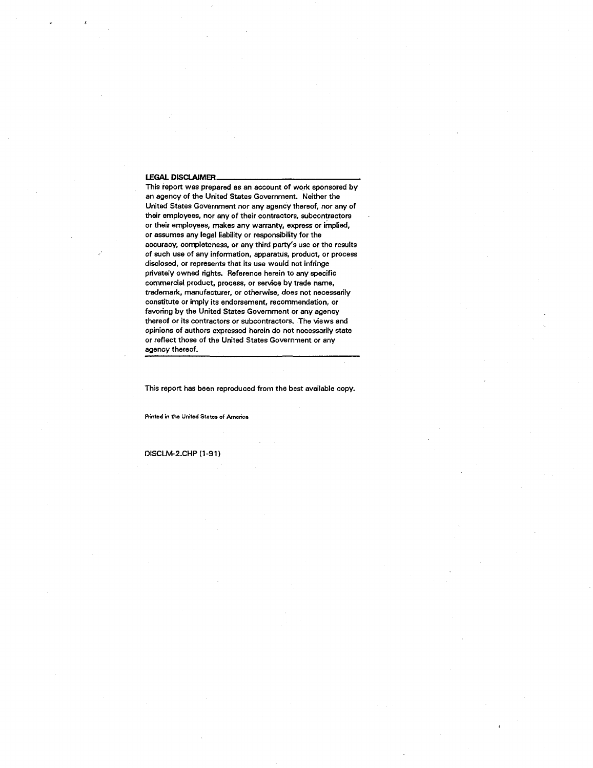**LEGAL DISCLAIMER**

This report was prepared as an account of work sponsored by an agency of the United States Government. Neither the United States Government nor any agency thereof, nor any of their employees, nor any of their contractors, subcontractors or their employees, makes any warranty, express or implied, or assumes any legal liability or responsibility for the accuracy, completeness, or any third party's use or the results of such use of any information, apparatus, product, or process disclosed, or represents that its use would not infringe privately owned rights. Reference herein to any specific commercial product, process, or service by trade name, trademark, manufacturer, or otherwise, does not necessarily constitute or imply its endorsement, recommendation, or favoring by the United States Government or any agency thereof or its contractors or subcontractors. The views and opinions of authors expressed herein do not necessarily state or reflect those of the United States Government or any agency thereof.

This report has been reproduced from the best available copy.

Printed in the United States of America

DISCLM-2.CHP (1-91)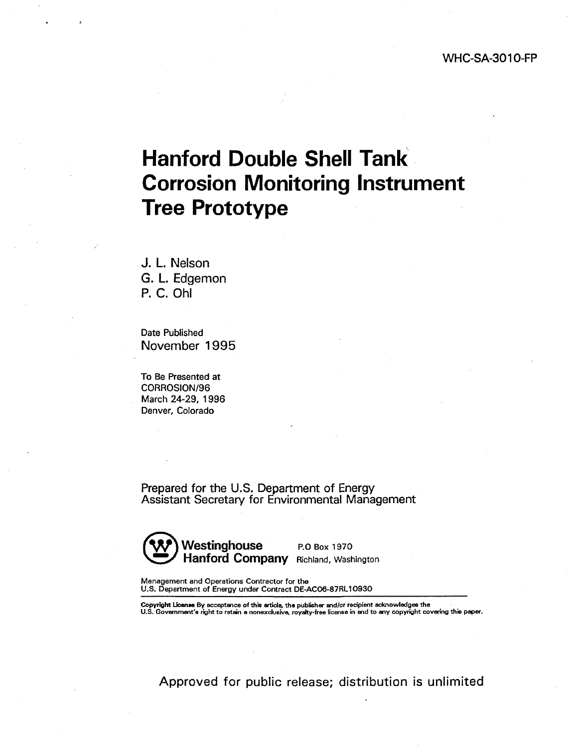WHC-SA-3010-FP

# Hanford Double Shell Tank Corrosion Monitoring Instrument Tree Prototype

J. L. Nelson
G. L. Edgemon
P. C. Ohl

Date Published
November 1995

To Be Presented at
CORROSION/96
March 24-29, 1996
Denver, Colorado

Prepared for the U.S. Department of Energy
Assistant Secretary for Environmental Management

**Westinghouse Hanford Company** P.O Box 1970 Richland, Washington

Management and Operations Contractor for the
U.S. Department of Energy under Contract DE-AC06-87RL10930

**Copyright License** By acceptance of this article, the publisher and/or recipient acknowledges the U.S. Government's right to retain a nonexclusive, royalty-free license in and to any copyright covering this paper.

Approved for public release; distribution is unlimited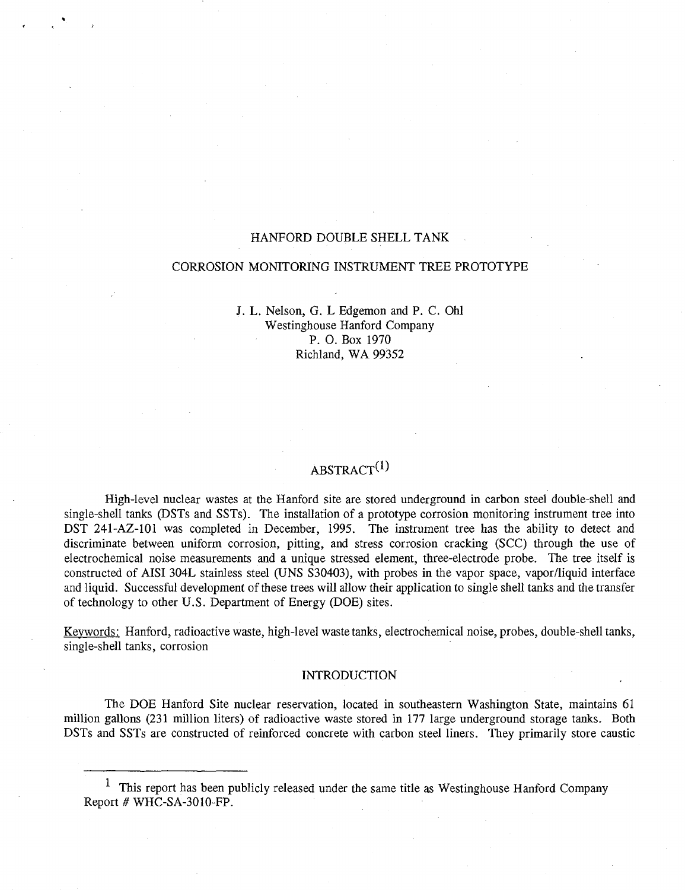# HANFORD DOUBLE SHELL TANK

# CORROSION MONITORING INSTRUMENT TREE PROTOTYPE

J. L. Nelson, G. L Edgemon and P. C. Ohl
Westinghouse Hanford Company
P. O. Box 1970
Richland, WA 99352

## ABSTRACT[1]

High-level nuclear wastes at the Hanford site are stored underground in carbon steel double-shell and single-shell tanks (DSTs and SSTs). The installation of a prototype corrosion monitoring instrument tree into DST 241-AZ-101 was completed in December, 1995. The instrument tree has the ability to detect and discriminate between uniform corrosion, pitting, and stress corrosion cracking (SCC) through the use of electrochemical noise measurements and a unique stressed element, three-electrode probe. The tree itself is constructed of AISI 304L stainless steel (UNS S30403), with probes in the vapor space, vapor/liquid interface and liquid. Successful development of these trees will allow their application to single shell tanks and the transfer of technology to other U.S. Department of Energy (DOE) sites.

Keywords: Hanford, radioactive waste, high-level waste tanks, electrochemical noise, probes, double-shell tanks, single-shell tanks, corrosion

## INTRODUCTION

The DOE Hanford Site nuclear reservation, located in southeastern Washington State, maintains 61 million gallons (231 million liters) of radioactive waste stored in 177 large underground storage tanks. Both DSTs and SSTs are constructed of reinforced concrete with carbon steel liners. They primarily store caustic

---

[1] This report has been publicly released under the same title as Westinghouse Hanford Company Report # WHC-SA-3010-FP.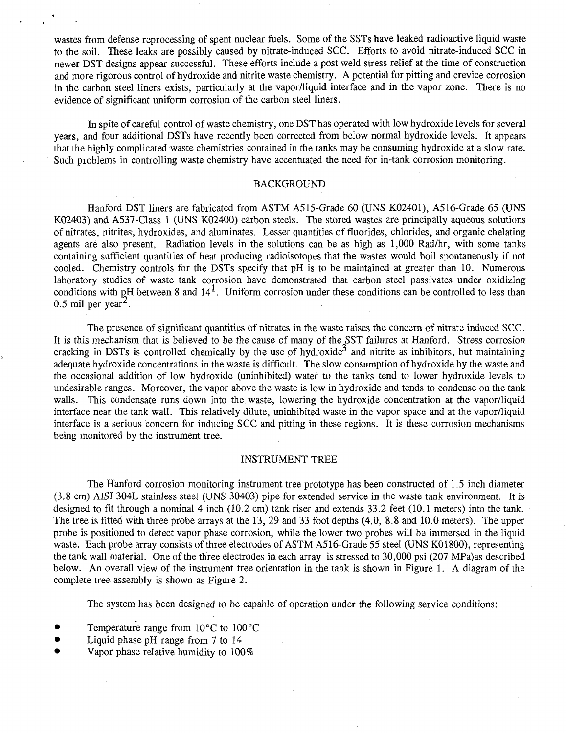wastes from defense reprocessing of spent nuclear fuels. Some of the SSTs have leaked radioactive liquid waste to the soil. These leaks are possibly caused by nitrate-induced SCC. Efforts to avoid nitrate-induced SCC in newer DST designs appear successful. These efforts include a post weld stress relief at the time of construction and more rigorous control of hydroxide and nitrite waste chemistry. A potential for pitting and crevice corrosion in the carbon steel liners exists, particularly at the vapor/liquid interface and in the vapor zone. There is no evidence of significant uniform corrosion of the carbon steel liners.

In spite of careful control of waste chemistry, one DST has operated with low hydroxide levels for several years, and four additional DSTs have recently been corrected from below normal hydroxide levels. It appears that the highly complicated waste chemistries contained in the tanks may be consuming hydroxide at a slow rate. Such problems in controlling waste chemistry have accentuated the need for in-tank corrosion monitoring.

## BACKGROUND

Hanford DST liners are fabricated from ASTM A515-Grade 60 (UNS K02401), A516-Grade 65 (UNS K02403) and A537-Class 1 (UNS K02400) carbon steels. The stored wastes are principally aqueous solutions of nitrates, nitrites, hydroxides, and aluminates. Lesser quantities of fluorides, chlorides, and organic chelating agents are also present. Radiation levels in the solutions can be as high as 1,000 Rad/hr, with some tanks containing sufficient quantities of heat producing radioisotopes that the wastes would boil spontaneously if not cooled. Chemistry controls for the DSTs specify that pH is to be maintained at greater than 10. Numerous laboratory studies of waste tank corrosion have demonstrated that carbon steel passivates under oxidizing conditions with pH between 8 and 14[1]. Uniform corrosion under these conditions can be controlled to less than 0.5 mil per year[2].

The presence of significant quantities of nitrates in the waste raises the concern of nitrate induced SCC. It is this mechanism that is believed to be the cause of many of the SST failures at Hanford. Stress corrosion cracking in DSTs is controlled chemically by the use of hydroxide[3] and nitrite as inhibitors, but maintaining adequate hydroxide concentrations in the waste is difficult. The slow consumption of hydroxide by the waste and the occasional addition of low hydroxide (uninhibited) water to the tanks tend to lower hydroxide levels to undesirable ranges. Moreover, the vapor above the waste is low in hydroxide and tends to condense on the tank walls. This condensate runs down into the waste, lowering the hydroxide concentration at the vapor/liquid interface near the tank wall. This relatively dilute, uninhibited waste in the vapor space and at the vapor/liquid interface is a serious concern for inducing SCC and pitting in these regions. It is these corrosion mechanisms being monitored by the instrument tree.

## INSTRUMENT TREE

The Hanford corrosion monitoring instrument tree prototype has been constructed of 1.5 inch diameter (3.8 cm) AISI 304L stainless steel (UNS 30403) pipe for extended service in the waste tank environment. It is designed to fit through a nominal 4 inch (10.2 cm) tank riser and extends 33.2 feet (10.1 meters) into the tank. The tree is fitted with three probe arrays at the 13, 29 and 33 foot depths (4.0, 8.8 and 10.0 meters). The upper probe is positioned to detect vapor phase corrosion, while the lower two probes will be immersed in the liquid waste. Each probe array consists of three electrodes of ASTM A516-Grade 55 steel (UNS K01800), representing the tank wall material. One of the three electrodes in each array is stressed to 30,000 psi (207 MPa)as described below. An overall view of the instrument tree orientation in the tank is shown in Figure 1. A diagram of the complete tree assembly is shown as Figure 2.

The system has been designed to be capable of operation under the following service conditions:

- Temperature range from 10°C to 100°C
- Liquid phase pH range from 7 to 14
- Vapor phase relative humidity to 100%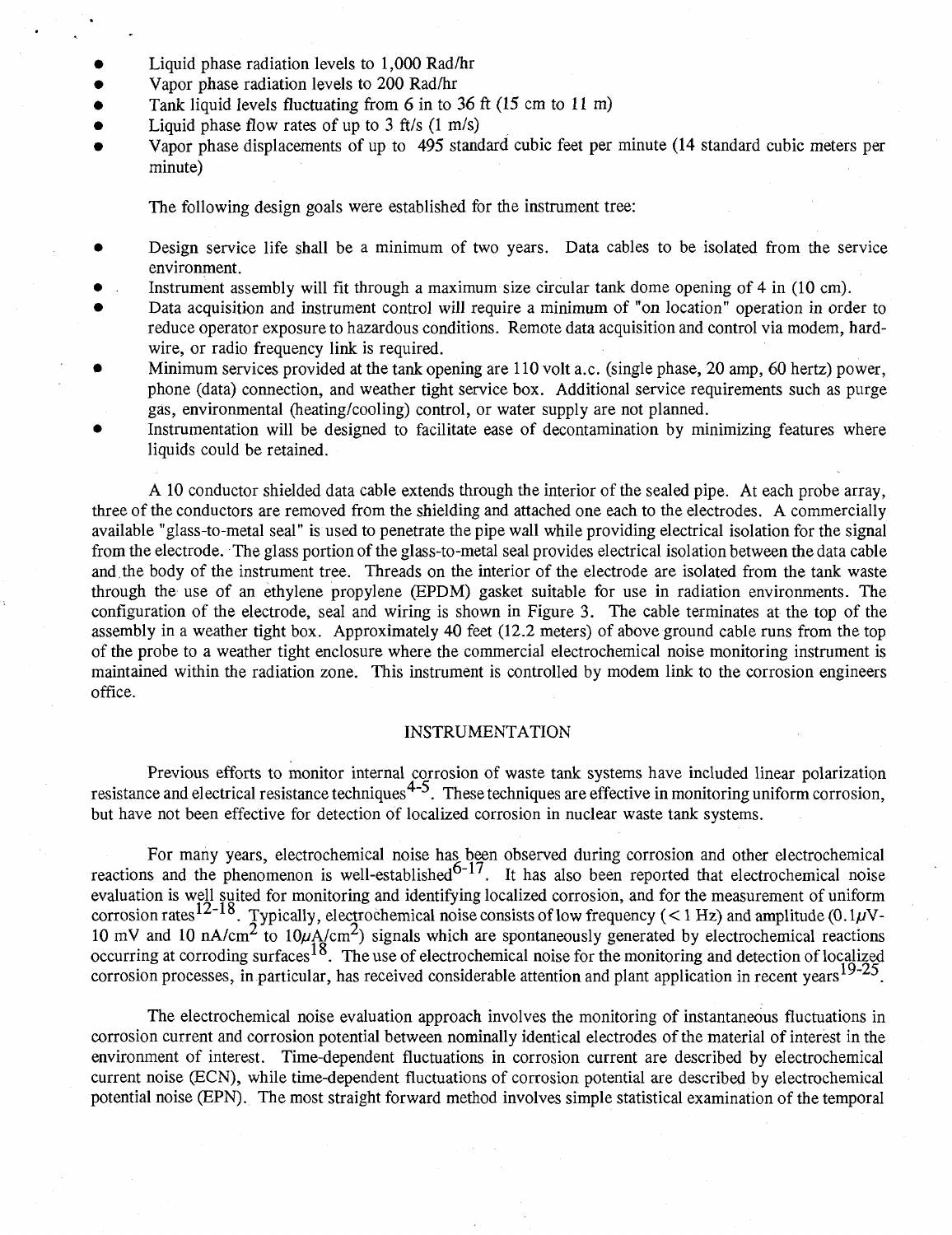- Liquid phase radiation levels to 1,000 Rad/hr
- Vapor phase radiation levels to 200 Rad/hr
- Tank liquid levels fluctuating from 6 in to 36 ft (15 cm to 11 m)
- Liquid phase flow rates of up to 3 ft/s (1 m/s)
- Vapor phase displacements of up to 495 standard cubic feet per minute (14 standard cubic meters per minute)

The following design goals were established for the instrument tree:

- Design service life shall be a minimum of two years. Data cables to be isolated from the service environment.
- Instrument assembly will fit through a maximum size circular tank dome opening of 4 in (10 cm).
- Data acquisition and instrument control will require a minimum of "on location" operation in order to reduce operator exposure to hazardous conditions. Remote data acquisition and control via modem, hard-wire, or radio frequency link is required.
- Minimum services provided at the tank opening are 110 volt a.c. (single phase, 20 amp, 60 hertz) power, phone (data) connection, and weather tight service box. Additional service requirements such as purge gas, environmental (heating/cooling) control, or water supply are not planned.
- Instrumentation will be designed to facilitate ease of decontamination by minimizing features where liquids could be retained.

A 10 conductor shielded data cable extends through the interior of the sealed pipe. At each probe array, three of the conductors are removed from the shielding and attached one each to the electrodes. A commercially available "glass-to-metal seal" is used to penetrate the pipe wall while providing electrical isolation for the signal from the electrode. The glass portion of the glass-to-metal seal provides electrical isolation between the data cable and the body of the instrument tree. Threads on the interior of the electrode are isolated from the tank waste through the use of an ethylene propylene (EPDM) gasket suitable for use in radiation environments. The configuration of the electrode, seal and wiring is shown in Figure 3. The cable terminates at the top of the assembly in a weather tight box. Approximately 40 feet (12.2 meters) of above ground cable runs from the top of the probe to a weather tight enclosure where the commercial electrochemical noise monitoring instrument is maintained within the radiation zone. This instrument is controlled by modem link to the corrosion engineers office.

## INSTRUMENTATION

Previous efforts to monitor internal corrosion of waste tank systems have included linear polarization resistance and electrical resistance techniques[4-5]. These techniques are effective in monitoring uniform corrosion, but have not been effective for detection of localized corrosion in nuclear waste tank systems.

For many years, electrochemical noise has been observed during corrosion and other electrochemical reactions and the phenomenon is well-established[6-17]. It has also been reported that electrochemical noise evaluation is well suited for monitoring and identifying localized corrosion, and for the measurement of uniform corrosion rates[12-18]. Typically, electrochemical noise consists of low frequency (< 1 Hz) and amplitude (0.1$\mu$V-10 mV and 10 nA/cm$^2$ to 10$\mu$A/cm$^2$) signals which are spontaneously generated by electrochemical reactions occurring at corroding surfaces[18]. The use of electrochemical noise for the monitoring and detection of localized corrosion processes, in particular, has received considerable attention and plant application in recent years[19-25].

The electrochemical noise evaluation approach involves the monitoring of instantaneous fluctuations in corrosion current and corrosion potential between nominally identical electrodes of the material of interest in the environment of interest. Time-dependent fluctuations in corrosion current are described by electrochemical current noise (ECN), while time-dependent fluctuations of corrosion potential are described by electrochemical potential noise (EPN). The most straight forward method involves simple statistical examination of the temporal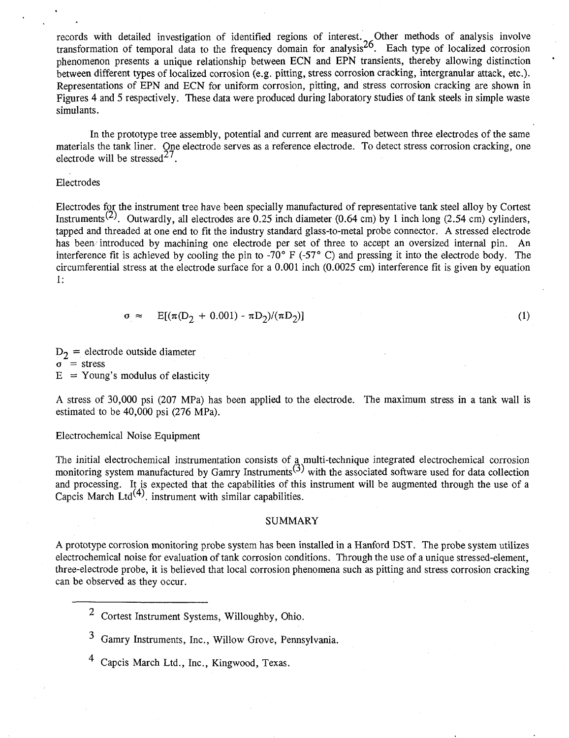records with detailed investigation of identified regions of interest. Other methods of analysis involve transformation of temporal data to the frequency domain for analysis[26]. Each type of localized corrosion phenomenon presents a unique relationship between ECN and EPN transients, thereby allowing distinction between different types of localized corrosion (e.g. pitting, stress corrosion cracking, intergranular attack, etc.). Representations of EPN and ECN for uniform corrosion, pitting, and stress corrosion cracking are shown in Figures 4 and 5 respectively. These data were produced during laboratory studies of tank steels in simple waste simulants.

In the prototype tree assembly, potential and current are measured between three electrodes of the same materials the tank liner. One electrode serves as a reference electrode. To detect stress corrosion cracking, one electrode will be stressed[27].

Electrodes

Electrodes for the instrument tree have been specially manufactured of representative tank steel alloy by Cortest Instruments[(2)]. Outwardly, all electrodes are 0.25 inch diameter (0.64 cm) by 1 inch long (2.54 cm) cylinders, tapped and threaded at one end to fit the industry standard glass-to-metal probe connector. A stressed electrode has been introduced by machining one electrode per set of three to accept an oversized internal pin. An interference fit is achieved by cooling the pin to -70° F (-57° C) and pressing it into the electrode body. The circumferential stress at the electrode surface for a 0.001 inch (0.0025 cm) interference fit is given by equation 1:

$$\sigma \approx E[(\pi(D_2 + 0.001) - \pi D_2)/(\pi D_2)] \tag{1}$$

$D_2$ = electrode outside diameter
$\sigma$ = stress
$E$ = Young's modulus of elasticity

A stress of 30,000 psi (207 MPa) has been applied to the electrode. The maximum stress in a tank wall is estimated to be 40,000 psi (276 MPa).

Electrochemical Noise Equipment

The initial electrochemical instrumentation consists of a multi-technique integrated electrochemical corrosion monitoring system manufactured by Gamry Instruments[(3)] with the associated software used for data collection and processing. It is expected that the capabilities of this instrument will be augmented through the use of a Capcis March Ltd[(4)]. instrument with similar capabilities.

## SUMMARY

A prototype corrosion monitoring probe system has been installed in a Hanford DST. The probe system utilizes electrochemical noise for evaluation of tank corrosion conditions. Through the use of a unique stressed-element, three-electrode probe, it is believed that local corrosion phenomena such as pitting and stress corrosion cracking can be observed as they occur.

---

[2] Cortest Instrument Systems, Willoughby, Ohio.

[3] Gamry Instruments, Inc., Willow Grove, Pennsylvania.

[4] Capcis March Ltd., Inc., Kingwood, Texas.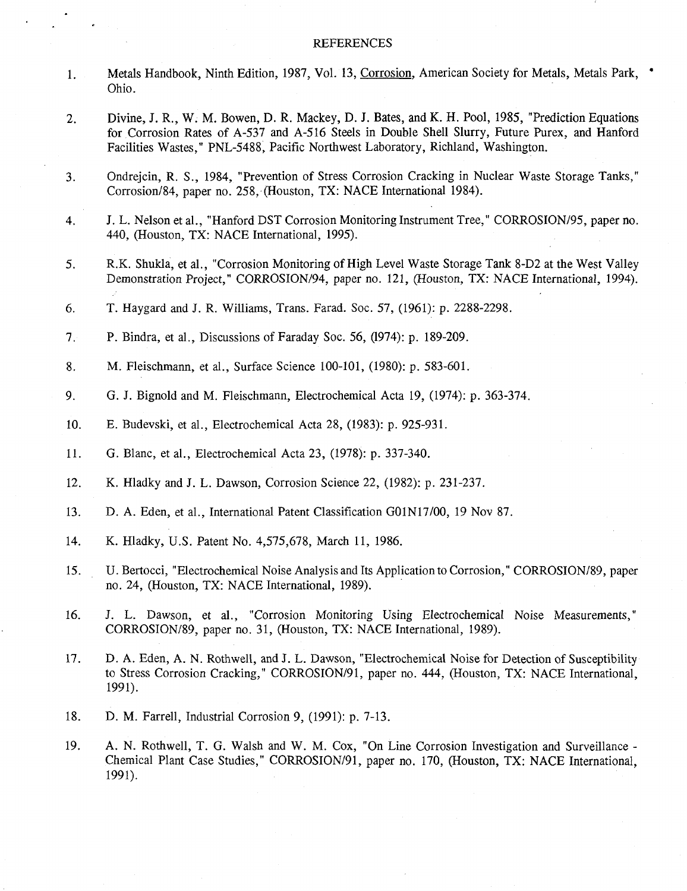# REFERENCES

1. Metals Handbook, Ninth Edition, 1987, Vol. 13, Corrosion, American Society for Metals, Metals Park, Ohio.

2. Divine, J. R., W. M. Bowen, D. R. Mackey, D. J. Bates, and K. H. Pool, 1985, "Prediction Equations for Corrosion Rates of A-537 and A-516 Steels in Double Shell Slurry, Future Purex, and Hanford Facilities Wastes," PNL-5488, Pacific Northwest Laboratory, Richland, Washington.

3. Ondrejcin, R. S., 1984, "Prevention of Stress Corrosion Cracking in Nuclear Waste Storage Tanks," Corrosion/84, paper no. 258, (Houston, TX: NACE International 1984).

4. J. L. Nelson et al., "Hanford DST Corrosion Monitoring Instrument Tree," CORROSION/95, paper no. 440, (Houston, TX: NACE International, 1995).

5. R.K. Shukla, et al., "Corrosion Monitoring of High Level Waste Storage Tank 8-D2 at the West Valley Demonstration Project," CORROSION/94, paper no. 121, (Houston, TX: NACE International, 1994).

6. T. Haygard and J. R. Williams, Trans. Farad. Soc. 57, (1961): p. 2288-2298.

7. P. Bindra, et al., Discussions of Faraday Soc. 56, (1974): p. 189-209.

8. M. Fleischmann, et al., Surface Science 100-101, (1980): p. 583-601.

9. G. J. Bignold and M. Fleischmann, Electrochemical Acta 19, (1974): p. 363-374.

10. E. Budevski, et al., Electrochemical Acta 28, (1983): p. 925-931.

11. G. Blanc, et al., Electrochemical Acta 23, (1978): p. 337-340.

12. K. Hladky and J. L. Dawson, Corrosion Science 22, (1982): p. 231-237.

13. D. A. Eden, et al., International Patent Classification G01N17/00, 19 Nov 87.

14. K. Hladky, U.S. Patent No. 4,575,678, March 11, 1986.

15. U. Bertocci, "Electrochemical Noise Analysis and Its Application to Corrosion," CORROSION/89, paper no. 24, (Houston, TX: NACE International, 1989).

16. J. L. Dawson, et al., "Corrosion Monitoring Using Electrochemical Noise Measurements," CORROSION/89, paper no. 31, (Houston, TX: NACE International, 1989).

17. D. A. Eden, A. N. Rothwell, and J. L. Dawson, "Electrochemical Noise for Detection of Susceptibility to Stress Corrosion Cracking," CORROSION/91, paper no. 444, (Houston, TX: NACE International, 1991).

18. D. M. Farrell, Industrial Corrosion 9, (1991): p. 7-13.

19. A. N. Rothwell, T. G. Walsh and W. M. Cox, "On Line Corrosion Investigation and Surveillance - Chemical Plant Case Studies," CORROSION/91, paper no. 170, (Houston, TX: NACE International, 1991).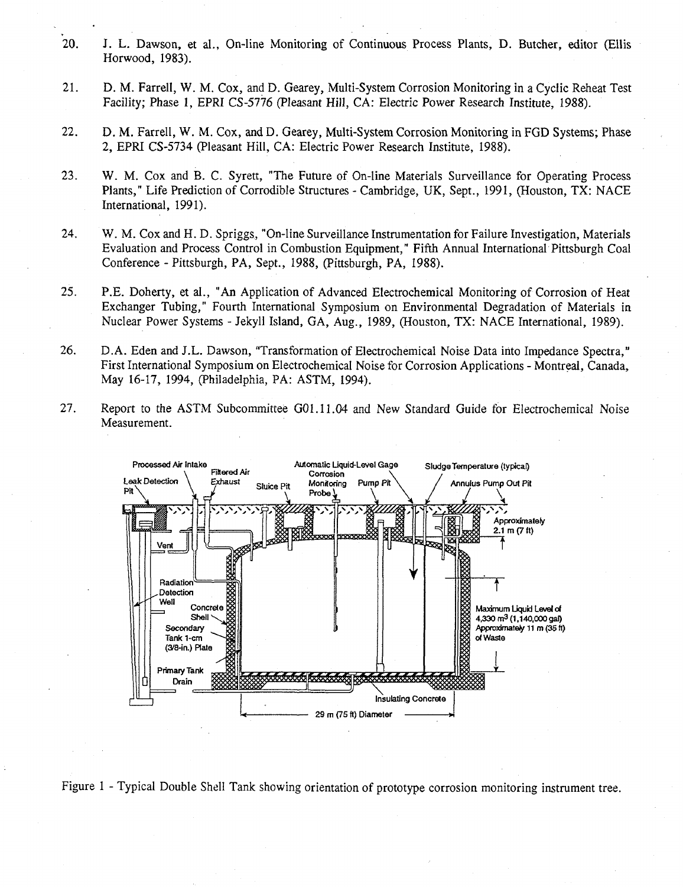20. J. L. Dawson, et al., On-line Monitoring of Continuous Process Plants, D. Butcher, editor (Ellis Horwood, 1983).

21. D. M. Farrell, W. M. Cox, and D. Gearey, Multi-System Corrosion Monitoring in a Cyclic Reheat Test Facility; Phase 1, EPRI CS-5776 (Pleasant Hill, CA: Electric Power Research Institute, 1988).

22. D. M. Farrell, W. M. Cox, and D. Gearey, Multi-System Corrosion Monitoring in FGD Systems; Phase 2, EPRI CS-5734 (Pleasant Hill, CA: Electric Power Research Institute, 1988).

23. W. M. Cox and B. C. Syrett, "The Future of On-line Materials Surveillance for Operating Process Plants," Life Prediction of Corrodible Structures - Cambridge, UK, Sept., 1991, (Houston, TX: NACE International, 1991).

24. W. M. Cox and H. D. Spriggs, "On-line Surveillance Instrumentation for Failure Investigation, Materials Evaluation and Process Control in Combustion Equipment," Fifth Annual International Pittsburgh Coal Conference - Pittsburgh, PA, Sept., 1988, (Pittsburgh, PA, 1988).

25. P.E. Doherty, et al., "An Application of Advanced Electrochemical Monitoring of Corrosion of Heat Exchanger Tubing," Fourth International Symposium on Environmental Degradation of Materials in Nuclear Power Systems - Jekyll Island, GA, Aug., 1989, (Houston, TX: NACE International, 1989).

26. D.A. Eden and J.L. Dawson, "Transformation of Electrochemical Noise Data into Impedance Spectra," First International Symposium on Electrochemical Noise for Corrosion Applications - Montreal, Canada, May 16-17, 1994, (Philadelphia, PA: ASTM, 1994).

27. Report to the ASTM Subcommittee G01.11.04 and New Standard Guide for Electrochemical Noise Measurement.

Processed Air Intake, Filtered Air Exhaust, Leak Detection Pit, Sluice Pit, Automatic Liquid-Level Gage, Corrosion Monitoring Probe, Pump Pit, Sludge Temperature (typical), Annulus Pump Out Pit, Approximately 2.1 m (7 ft), Vent, Radiation Detection Well, Concrete Shell, Secondary Tank 1-cm (3/8-in.) Plate, Primary Tank Drain, Maximum Liquid Level of 4,330 $m^3$ (1,140,000 gal) Approximately 11 m (35 ft) of Waste, Insulating Concrete, 29 m (75 ft) Diameter

Figure 1 - Typical Double Shell Tank showing orientation of prototype corrosion monitoring instrument tree.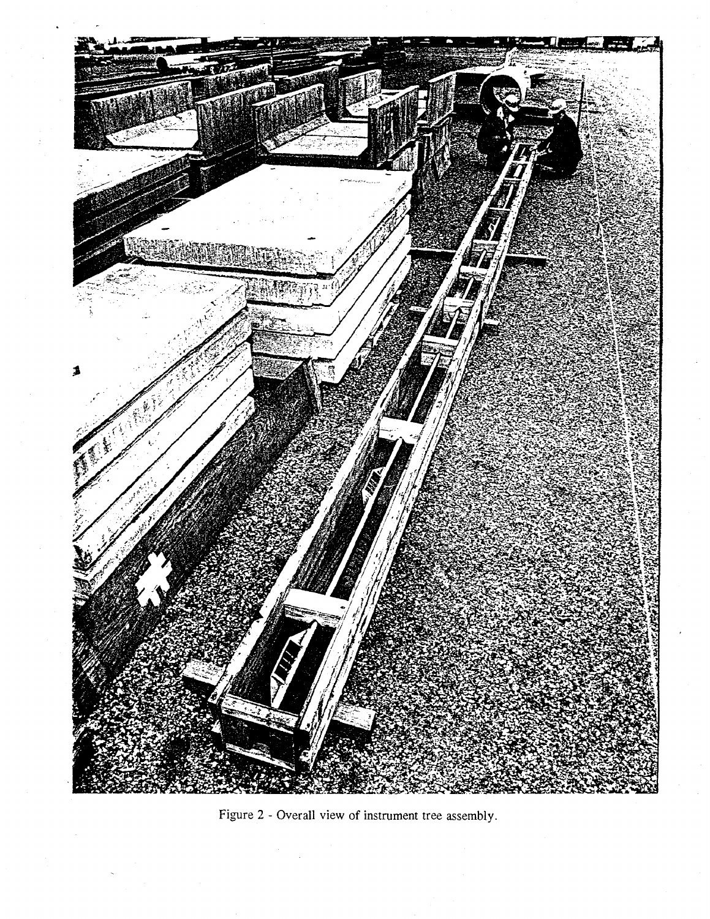Figure 2 - Overall view of instrument tree assembly.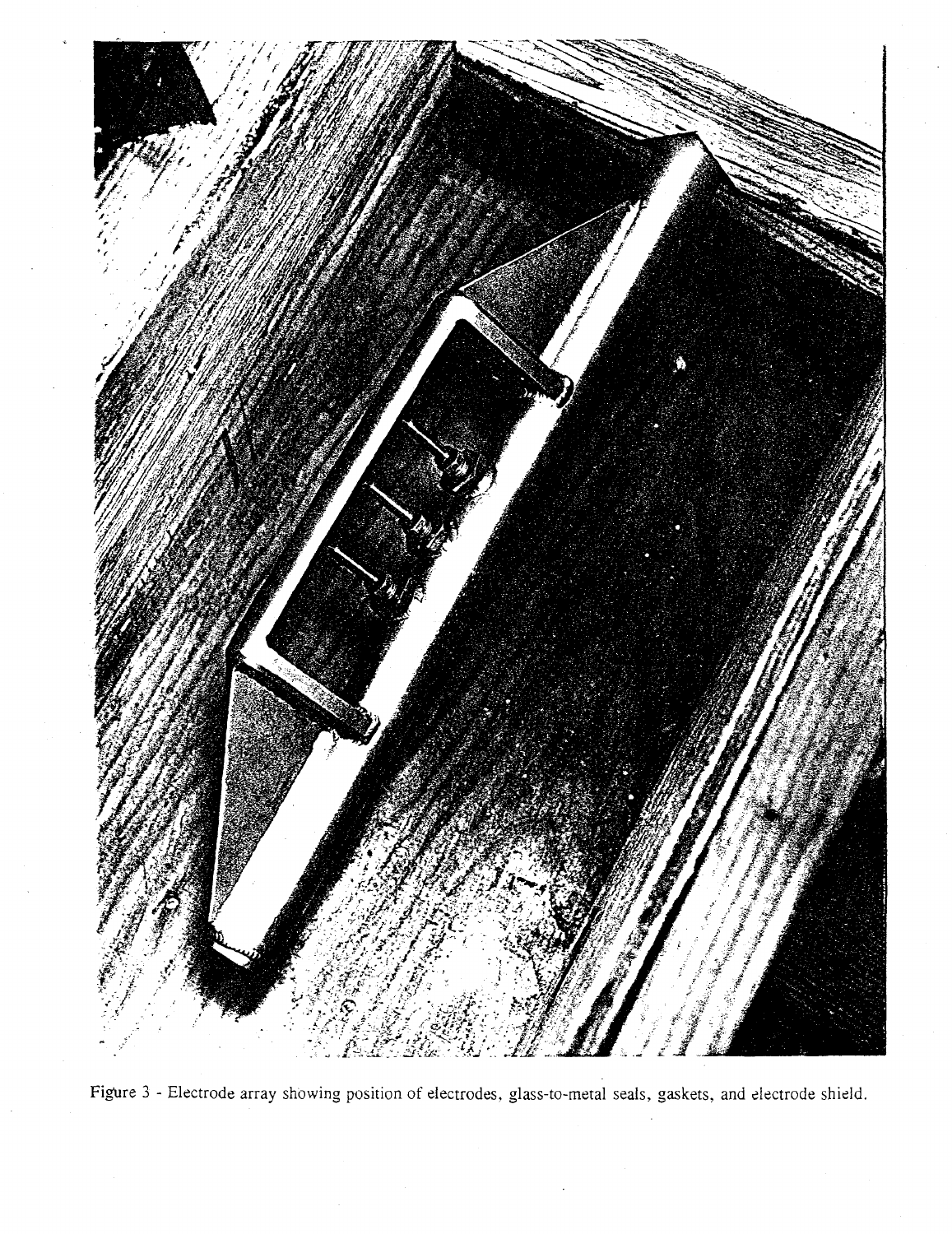Figure 3 - Electrode array showing position of electrodes, glass-to-metal seals, gaskets, and electrode shield.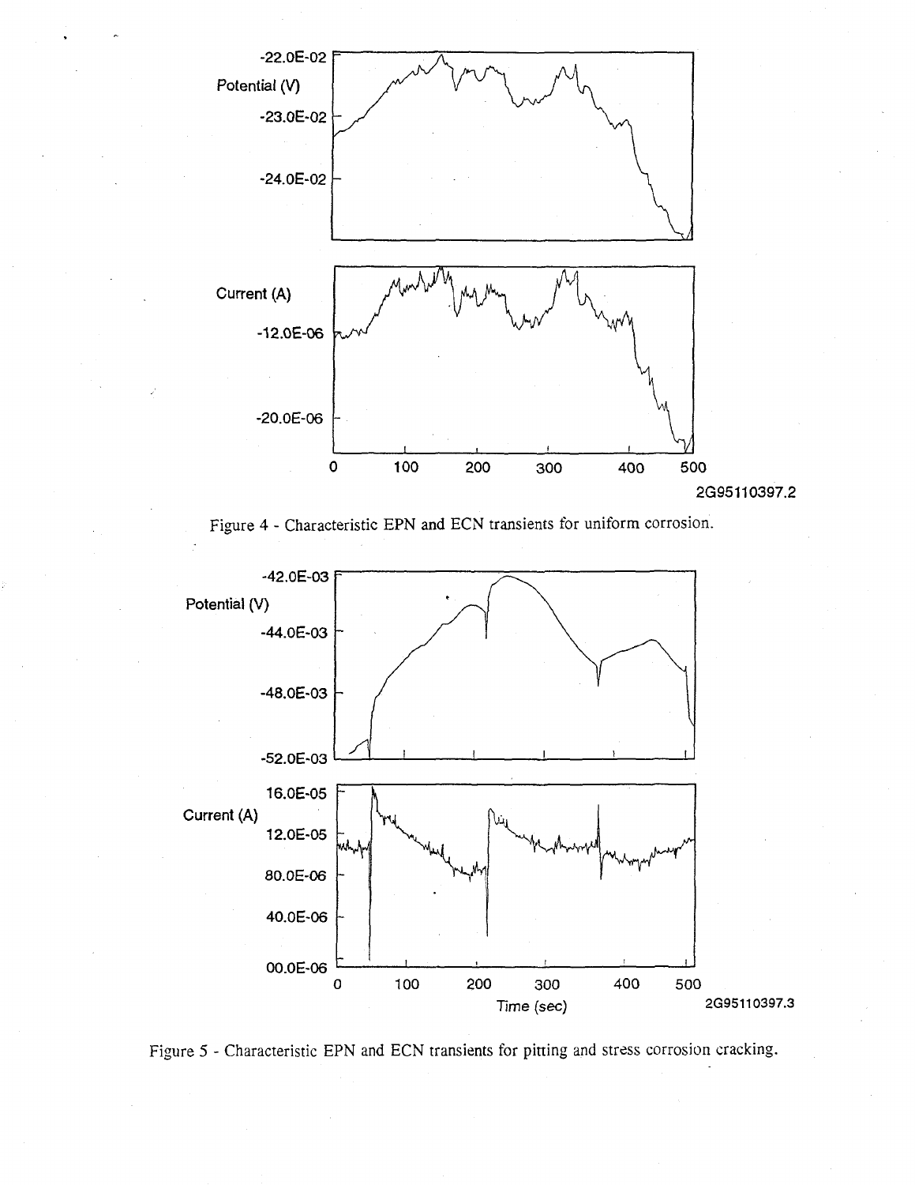-22.0E-02

Potential (V)

-23.0E-02

-24.0E-02

Current (A)

-12.0E-06

-20.0E-06

0 100 200 300 400 500

2G95110397.2

Figure 4 - Characteristic EPN and ECN transients for uniform corrosion.

-42.0E-03

Potential (V)

-44.0E-03

-48.0E-03

-52.0E-03

16.0E-05

Current (A)

12.0E-05

80.0E-06

40.0E-06

00.0E-06

0 100 200 300 400 500

Time (sec)

2G95110397.3

Figure 5 - Characteristic EPN and ECN transients for pitting and stress corrosion cracking.